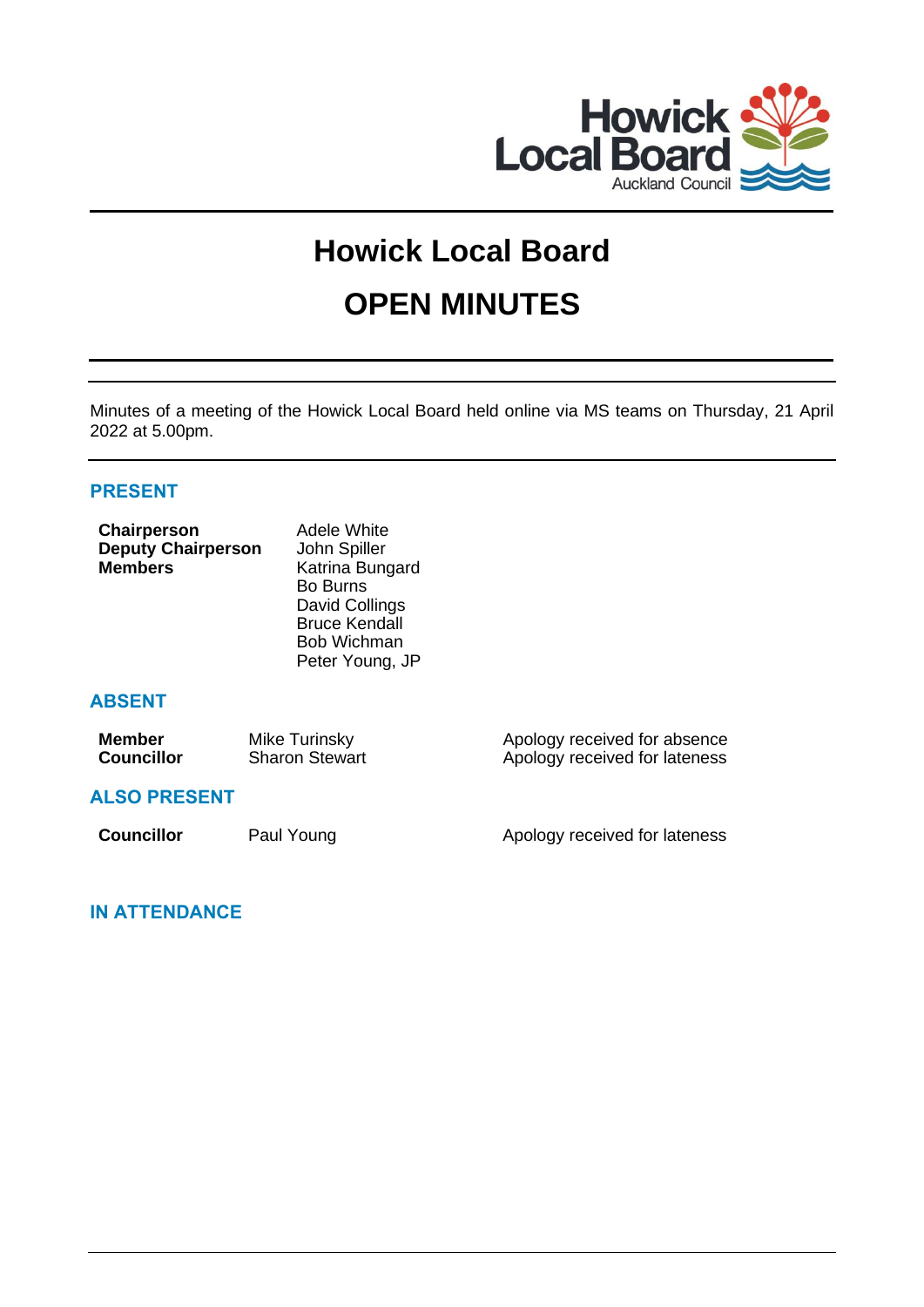# Howick Local Board

# OPEN MINUTES

Minutes of a meeting of the Howick Local Board held online via MS teams on Thursday, 21 April 2022 at 5.00pm.

## PRESENT

| | |
|---|---|
| **Chairperson** | Adele White |
| **Deputy Chairperson** | John Spiller |
| **Members** | Katrina Bungard |
| | Bo Burns |
| | David Collings |
| | Bruce Kendall |
| | Bob Wichman |
| | Peter Young, JP |

## ABSENT

| | | |
|---|---|---|
| **Member** | Mike Turinsky | Apology received for absence |
| **Councillor** | Sharon Stewart | Apology received for lateness |

## ALSO PRESENT

| | | |
|---|---|---|
| **Councillor** | Paul Young | Apology received for lateness |

## IN ATTENDANCE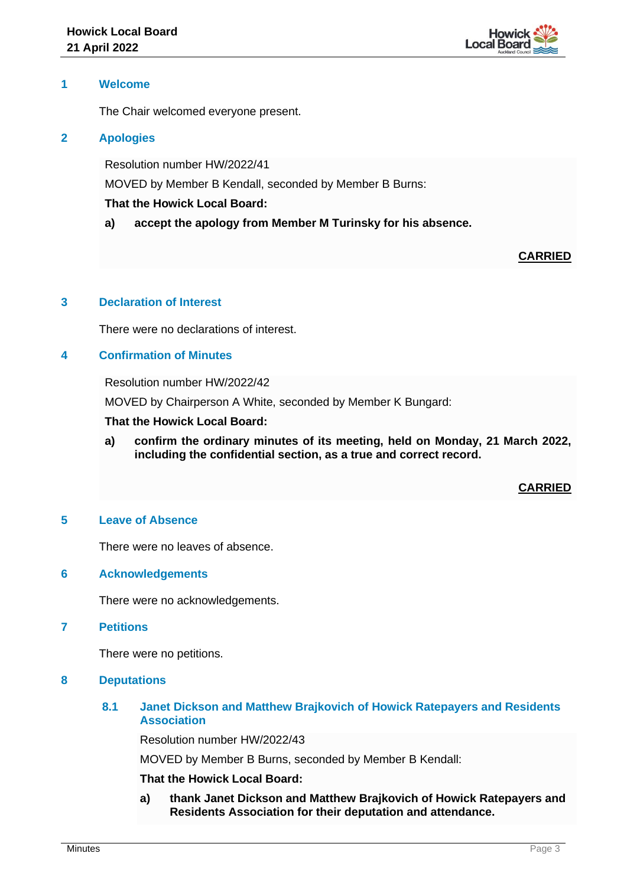## 1 Welcome

The Chair welcomed everyone present.

## 2 Apologies

Resolution number HW/2022/41

MOVED by Member B Kendall, seconded by Member B Burns:

**That the Howick Local Board:**

**a) accept the apology from Member M Turinsky for his absence.**

**CARRIED**

## 3 Declaration of Interest

There were no declarations of interest.

## 4 Confirmation of Minutes

Resolution number HW/2022/42

MOVED by Chairperson A White, seconded by Member K Bungard:

**That the Howick Local Board:**

**a) confirm the ordinary minutes of its meeting, held on Monday, 21 March 2022, including the confidential section, as a true and correct record.**

**CARRIED**

## 5 Leave of Absence

There were no leaves of absence.

## 6 Acknowledgements

There were no acknowledgements.

## 7 Petitions

There were no petitions.

## 8 Deputations

### 8.1 Janet Dickson and Matthew Brajkovich of Howick Ratepayers and Residents Association

Resolution number HW/2022/43

MOVED by Member B Burns, seconded by Member B Kendall:

**That the Howick Local Board:**

**a) thank Janet Dickson and Matthew Brajkovich of Howick Ratepayers and Residents Association for their deputation and attendance.**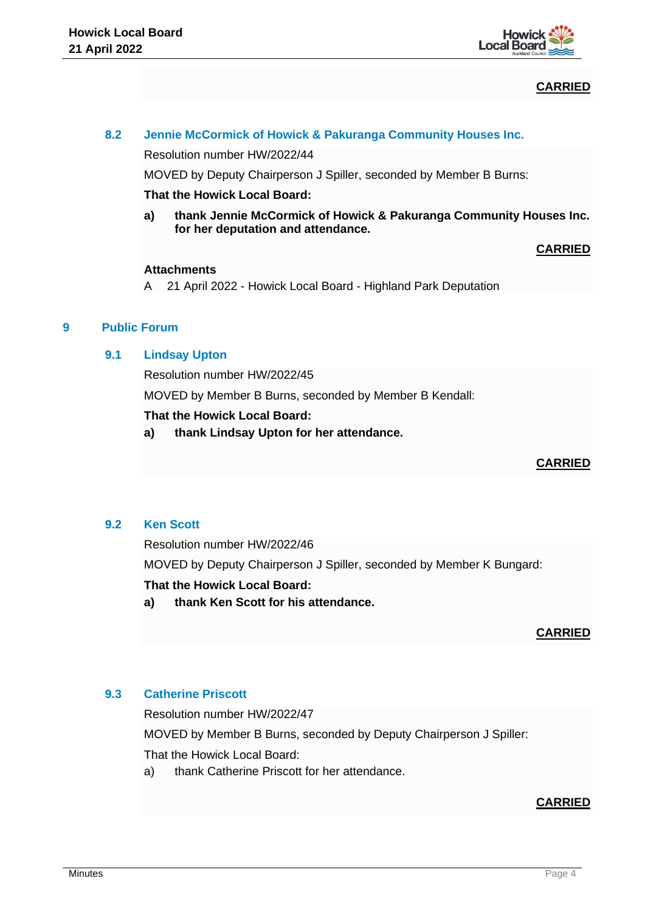**CARRIED**

### 8.2 Jennie McCormick of Howick & Pakuranga Community Houses Inc.

Resolution number HW/2022/44

MOVED by Deputy Chairperson J Spiller, seconded by Member B Burns:

**That the Howick Local Board:**

**a) thank Jennie McCormick of Howick & Pakuranga Community Houses Inc. for her deputation and attendance.**

**CARRIED**

**Attachments**

A 21 April 2022 - Howick Local Board - Highland Park Deputation

## 9 Public Forum

### 9.1 Lindsay Upton

Resolution number HW/2022/45

MOVED by Member B Burns, seconded by Member B Kendall:

**That the Howick Local Board:**

**a) thank Lindsay Upton for her attendance.**

**CARRIED**

### 9.2 Ken Scott

Resolution number HW/2022/46

MOVED by Deputy Chairperson J Spiller, seconded by Member K Bungard:

**That the Howick Local Board:**

**a) thank Ken Scott for his attendance.**

**CARRIED**

### 9.3 Catherine Priscott

Resolution number HW/2022/47

MOVED by Member B Burns, seconded by Deputy Chairperson J Spiller:

That the Howick Local Board:

a) thank Catherine Priscott for her attendance.

**CARRIED**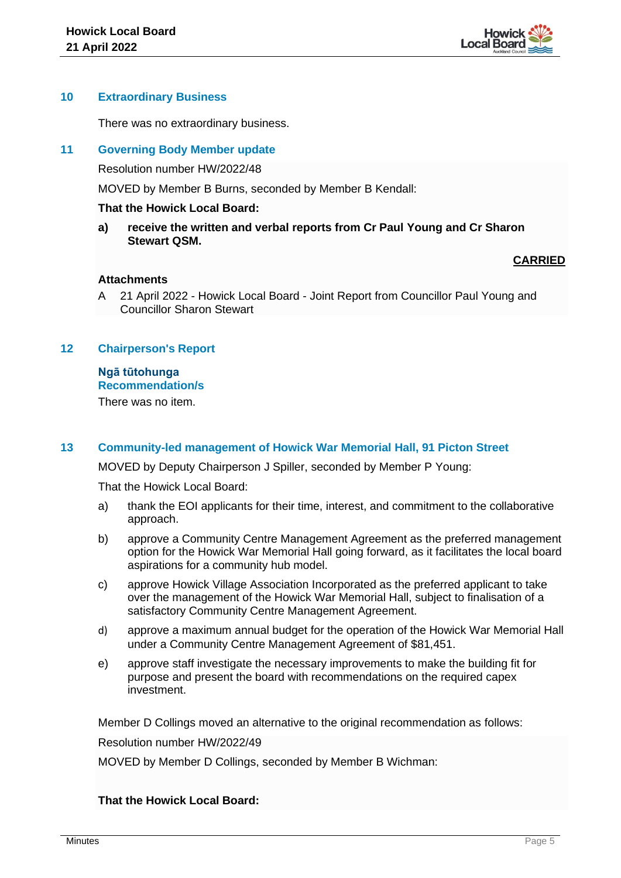## 10 Extraordinary Business

There was no extraordinary business.

## 11 Governing Body Member update

Resolution number HW/2022/48

MOVED by Member B Burns, seconded by Member B Kendall:

**That the Howick Local Board:**

**a) receive the written and verbal reports from Cr Paul Young and Cr Sharon Stewart QSM.**

**CARRIED**

**Attachments**

A 21 April 2022 - Howick Local Board - Joint Report from Councillor Paul Young and Councillor Sharon Stewart

## 12 Chairperson's Report

**Ngā tūtohunga**
**Recommendation/s**

There was no item.

## 13 Community-led management of Howick War Memorial Hall, 91 Picton Street

MOVED by Deputy Chairperson J Spiller, seconded by Member P Young:

That the Howick Local Board:

a) thank the EOI applicants for their time, interest, and commitment to the collaborative approach.

b) approve a Community Centre Management Agreement as the preferred management option for the Howick War Memorial Hall going forward, as it facilitates the local board aspirations for a community hub model.

c) approve Howick Village Association Incorporated as the preferred applicant to take over the management of the Howick War Memorial Hall, subject to finalisation of a satisfactory Community Centre Management Agreement.

d) approve a maximum annual budget for the operation of the Howick War Memorial Hall under a Community Centre Management Agreement of $81,451.

e) approve staff investigate the necessary improvements to make the building fit for purpose and present the board with recommendations on the required capex investment.

Member D Collings moved an alternative to the original recommendation as follows:

Resolution number HW/2022/49

MOVED by Member D Collings, seconded by Member B Wichman:

**That the Howick Local Board:**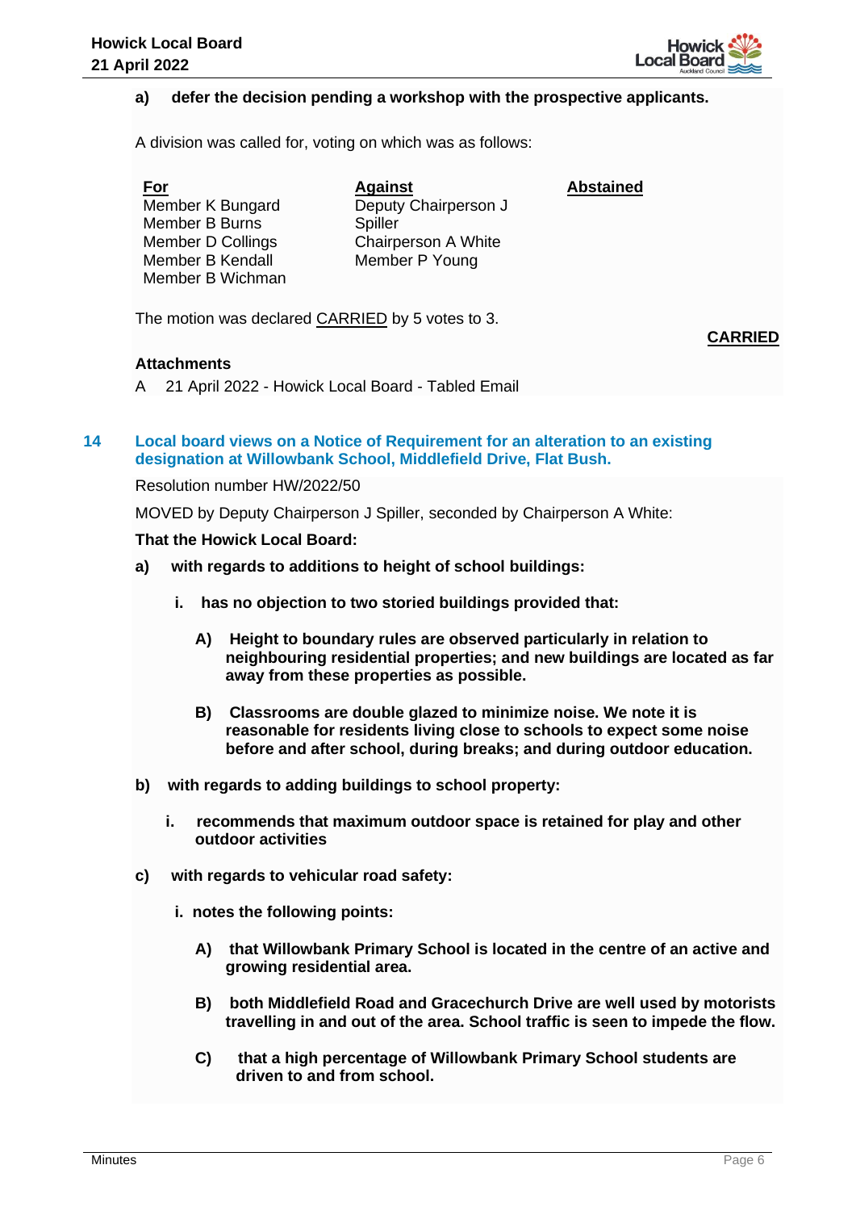a) **defer the decision pending a workshop with the prospective applicants.**

A division was called for, voting on which was as follows:

| For | Against | Abstained |
|---|---|---|
| Member K Bungard | Deputy Chairperson J Spiller | |
| Member B Burns | Chairperson A White | |
| Member D Collings | Member P Young | |
| Member B Kendall | | |
| Member B Wichman | | |

The motion was declared CARRIED by 5 votes to 3.

**CARRIED**

**Attachments**

A 21 April 2022 - Howick Local Board - Tabled Email

## 14 Local board views on a Notice of Requirement for an alteration to an existing designation at Willowbank School, Middlefield Drive, Flat Bush.

Resolution number HW/2022/50

MOVED by Deputy Chairperson J Spiller, seconded by Chairperson A White:

**That the Howick Local Board:**

a) **with regards to additions to height of school buildings:**

   i. **has no objection to two storied buildings provided that:**

      A) **Height to boundary rules are observed particularly in relation to neighbouring residential properties; and new buildings are located as far away from these properties as possible.**

      B) **Classrooms are double glazed to minimize noise. We note it is reasonable for residents living close to schools to expect some noise before and after school, during breaks; and during outdoor education.**

b) **with regards to adding buildings to school property:**

   i. **recommends that maximum outdoor space is retained for play and other outdoor activities**

c) **with regards to vehicular road safety:**

   i. **notes the following points:**

      A) **that Willowbank Primary School is located in the centre of an active and growing residential area.**

      B) **both Middlefield Road and Gracechurch Drive are well used by motorists travelling in and out of the area. School traffic is seen to impede the flow.**

      C) **that a high percentage of Willowbank Primary School students are driven to and from school.**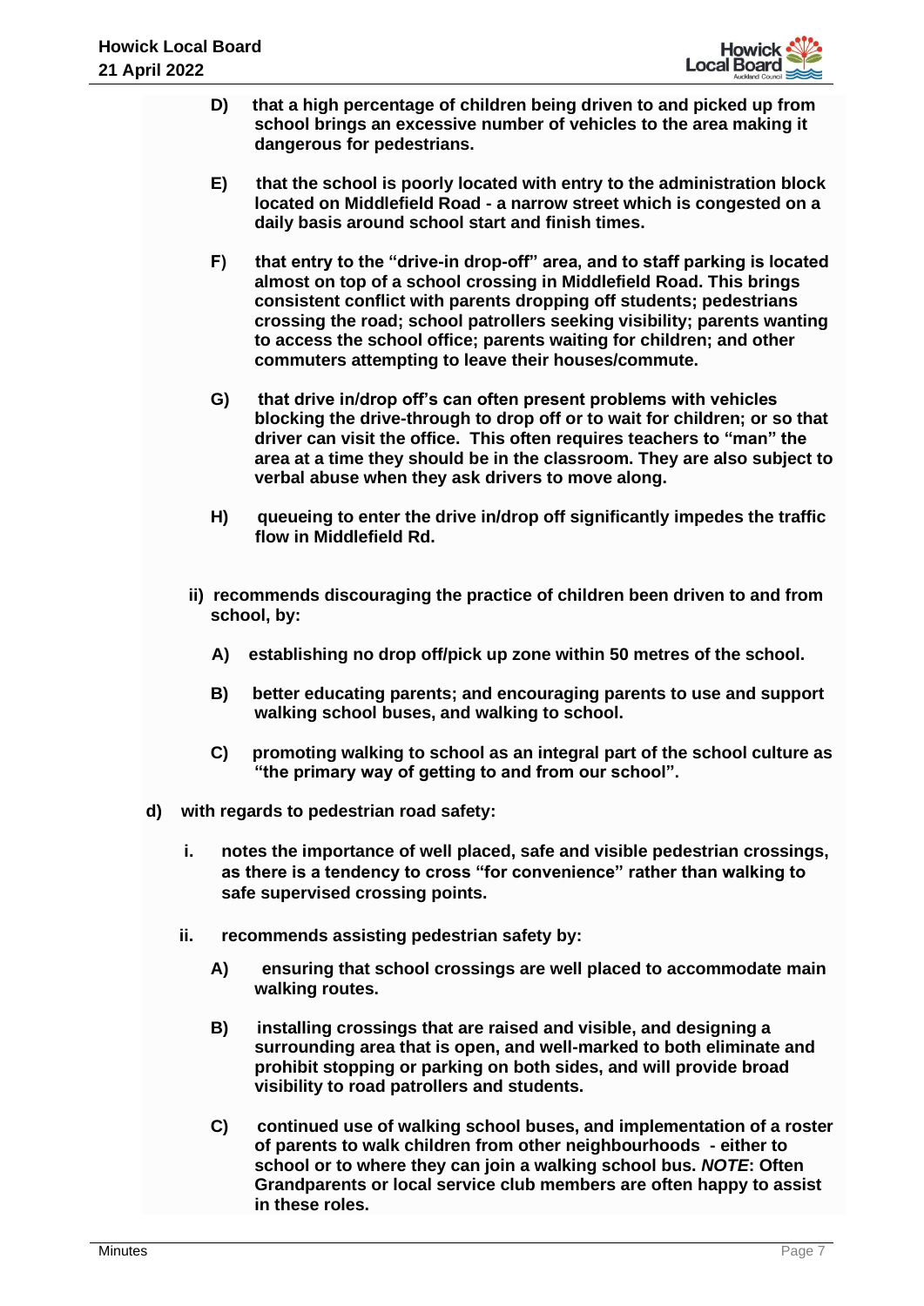**D) that a high percentage of children being driven to and picked up from school brings an excessive number of vehicles to the area making it dangerous for pedestrians.**

**E) that the school is poorly located with entry to the administration block located on Middlefield Road - a narrow street which is congested on a daily basis around school start and finish times.**

**F) that entry to the "drive-in drop-off" area, and to staff parking is located almost on top of a school crossing in Middlefield Road. This brings consistent conflict with parents dropping off students; pedestrians crossing the road; school patrollers seeking visibility; parents wanting to access the school office; parents waiting for children; and other commuters attempting to leave their houses/commute.**

**G) that drive in/drop off's can often present problems with vehicles blocking the drive-through to drop off or to wait for children; or so that driver can visit the office. This often requires teachers to "man" the area at a time they should be in the classroom. They are also subject to verbal abuse when they ask drivers to move along.**

**H) queueing to enter the drive in/drop off significantly impedes the traffic flow in Middlefield Rd.**

**ii) recommends discouraging the practice of children been driven to and from school, by:**

**A) establishing no drop off/pick up zone within 50 metres of the school.**

**B) better educating parents; and encouraging parents to use and support walking school buses, and walking to school.**

**C) promoting walking to school as an integral part of the school culture as "the primary way of getting to and from our school".**

**d) with regards to pedestrian road safety:**

**i. notes the importance of well placed, safe and visible pedestrian crossings, as there is a tendency to cross "for convenience" rather than walking to safe supervised crossing points.**

**ii. recommends assisting pedestrian safety by:**

**A) ensuring that school crossings are well placed to accommodate main walking routes.**

**B) installing crossings that are raised and visible, and designing a surrounding area that is open, and well-marked to both eliminate and prohibit stopping or parking on both sides, and will provide broad visibility to road patrollers and students.**

**C) continued use of walking school buses, and implementation of a roster of parents to walk children from other neighbourhoods - either to school or to where they can join a walking school bus. *NOTE*: Often Grandparents or local service club members are often happy to assist in these roles.**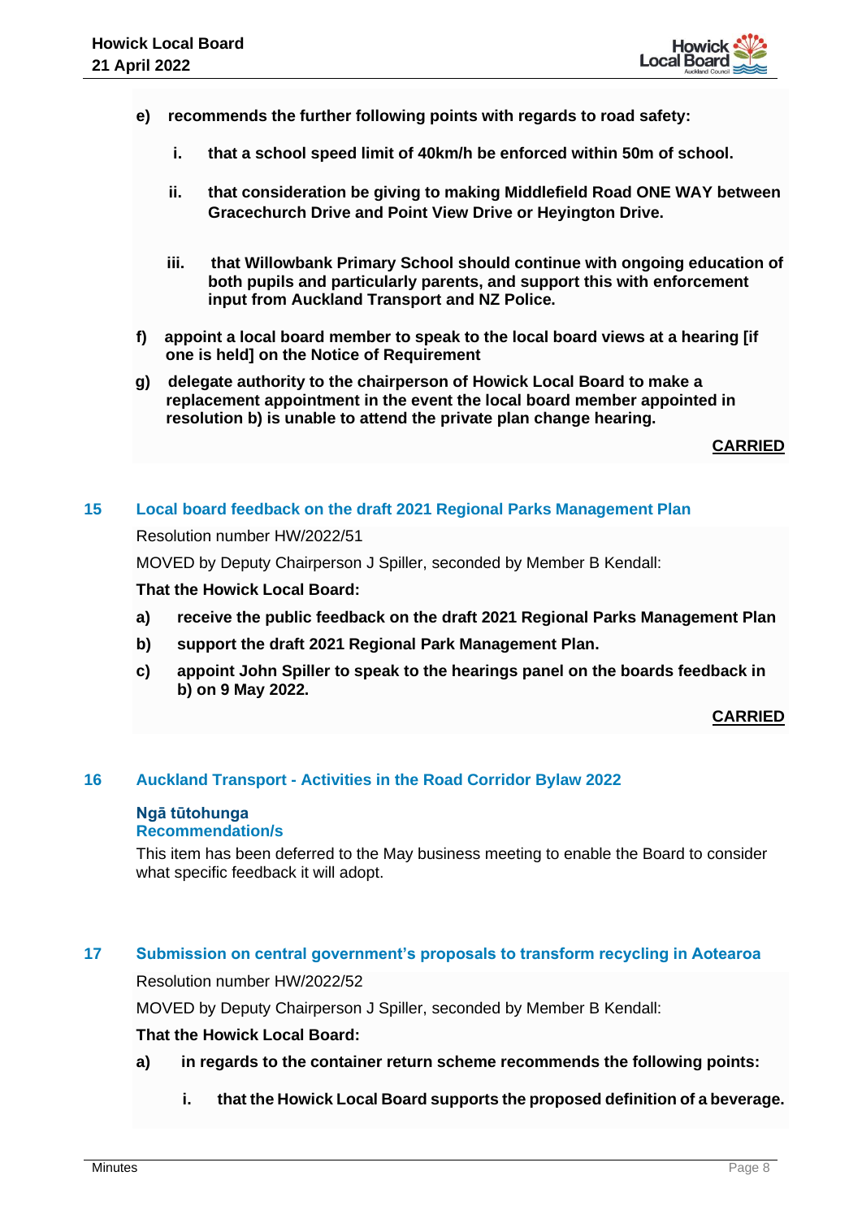**e) recommends the further following points with regards to road safety:**

**i. that a school speed limit of 40km/h be enforced within 50m of school.**

**ii. that consideration be giving to making Middlefield Road ONE WAY between Gracechurch Drive and Point View Drive or Heyington Drive.**

**iii. that Willowbank Primary School should continue with ongoing education of both pupils and particularly parents, and support this with enforcement input from Auckland Transport and NZ Police.**

**f) appoint a local board member to speak to the local board views at a hearing [if one is held] on the Notice of Requirement**

**g) delegate authority to the chairperson of Howick Local Board to make a replacement appointment in the event the local board member appointed in resolution b) is unable to attend the private plan change hearing.**

**CARRIED**

## 15 Local board feedback on the draft 2021 Regional Parks Management Plan

Resolution number HW/2022/51

MOVED by Deputy Chairperson J Spiller, seconded by Member B Kendall:

**That the Howick Local Board:**

**a) receive the public feedback on the draft 2021 Regional Parks Management Plan**

**b) support the draft 2021 Regional Park Management Plan.**

**c) appoint John Spiller to speak to the hearings panel on the boards feedback in b) on 9 May 2022.**

**CARRIED**

## 16 Auckland Transport - Activities in the Road Corridor Bylaw 2022

### Ngā tūtohunga
### Recommendation/s

This item has been deferred to the May business meeting to enable the Board to consider what specific feedback it will adopt.

## 17 Submission on central government's proposals to transform recycling in Aotearoa

Resolution number HW/2022/52

MOVED by Deputy Chairperson J Spiller, seconded by Member B Kendall:

**That the Howick Local Board:**

**a) in regards to the container return scheme recommends the following points:**

**i. that the Howick Local Board supports the proposed definition of a beverage.**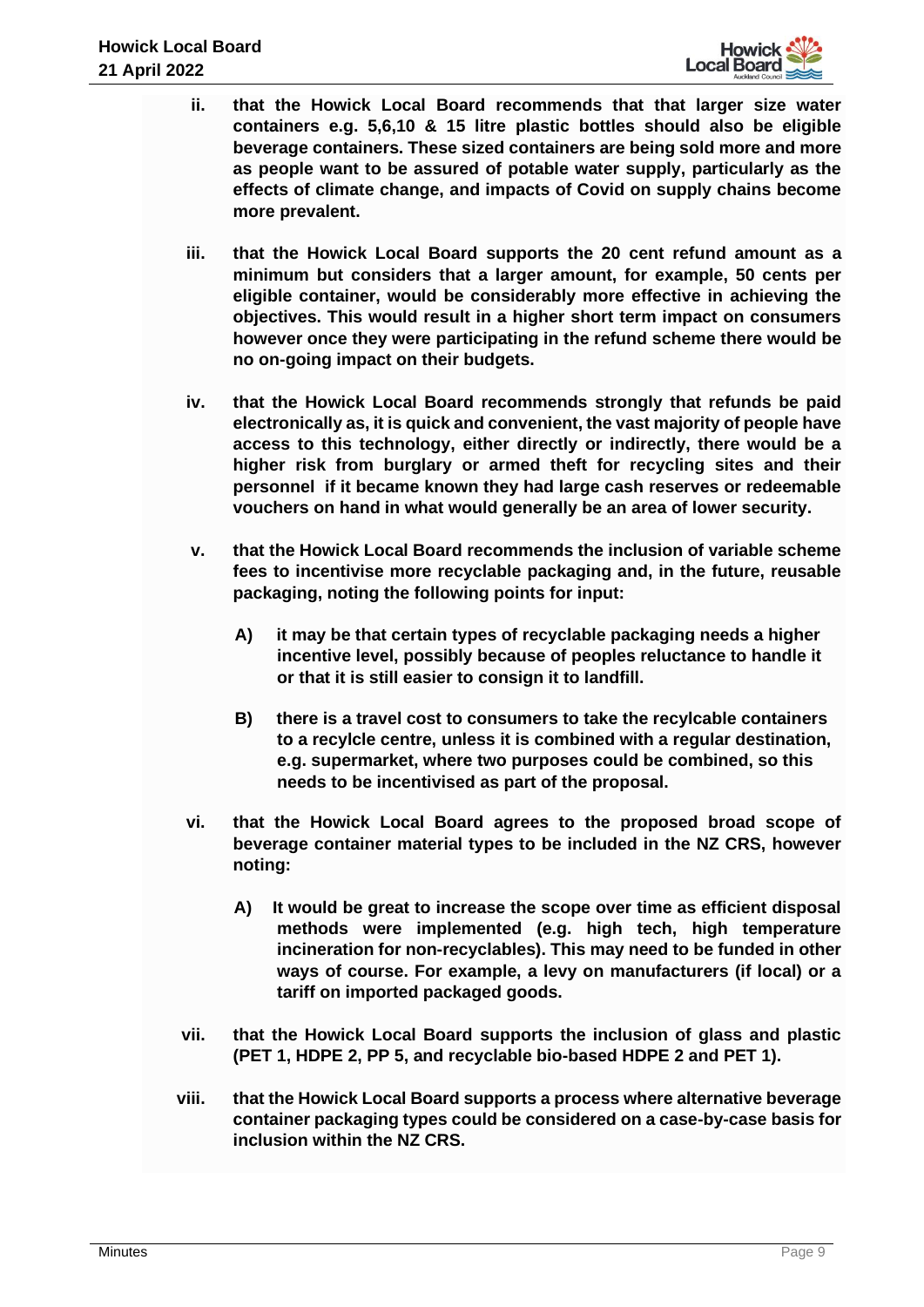ii. **that the Howick Local Board recommends that that larger size water containers e.g. 5,6,10 & 15 litre plastic bottles should also be eligible beverage containers. These sized containers are being sold more and more as people want to be assured of potable water supply, particularly as the effects of climate change, and impacts of Covid on supply chains become more prevalent.**

iii. **that the Howick Local Board supports the 20 cent refund amount as a minimum but considers that a larger amount, for example, 50 cents per eligible container, would be considerably more effective in achieving the objectives. This would result in a higher short term impact on consumers however once they were participating in the refund scheme there would be no on-going impact on their budgets.**

iv. **that the Howick Local Board recommends strongly that refunds be paid electronically as, it is quick and convenient, the vast majority of people have access to this technology, either directly or indirectly, there would be a higher risk from burglary or armed theft for recycling sites and their personnel if it became known they had large cash reserves or redeemable vouchers on hand in what would generally be an area of lower security.**

v. **that the Howick Local Board recommends the inclusion of variable scheme fees to incentivise more recyclable packaging and, in the future, reusable packaging, noting the following points for input:**

   A) **it may be that certain types of recyclable packaging needs a higher incentive level, possibly because of peoples reluctance to handle it or that it is still easier to consign it to landfill.**

   B) **there is a travel cost to consumers to take the recylcable containers to a recylcle centre, unless it is combined with a regular destination, e.g. supermarket, where two purposes could be combined, so this needs to be incentivised as part of the proposal.**

vi. **that the Howick Local Board agrees to the proposed broad scope of beverage container material types to be included in the NZ CRS, however noting:**

   A) **It would be great to increase the scope over time as efficient disposal methods were implemented (e.g. high tech, high temperature incineration for non-recyclables). This may need to be funded in other ways of course. For example, a levy on manufacturers (if local) or a tariff on imported packaged goods.**

vii. **that the Howick Local Board supports the inclusion of glass and plastic (PET 1, HDPE 2, PP 5, and recyclable bio-based HDPE 2 and PET 1).**

viii. **that the Howick Local Board supports a process where alternative beverage container packaging types could be considered on a case-by-case basis for inclusion within the NZ CRS.**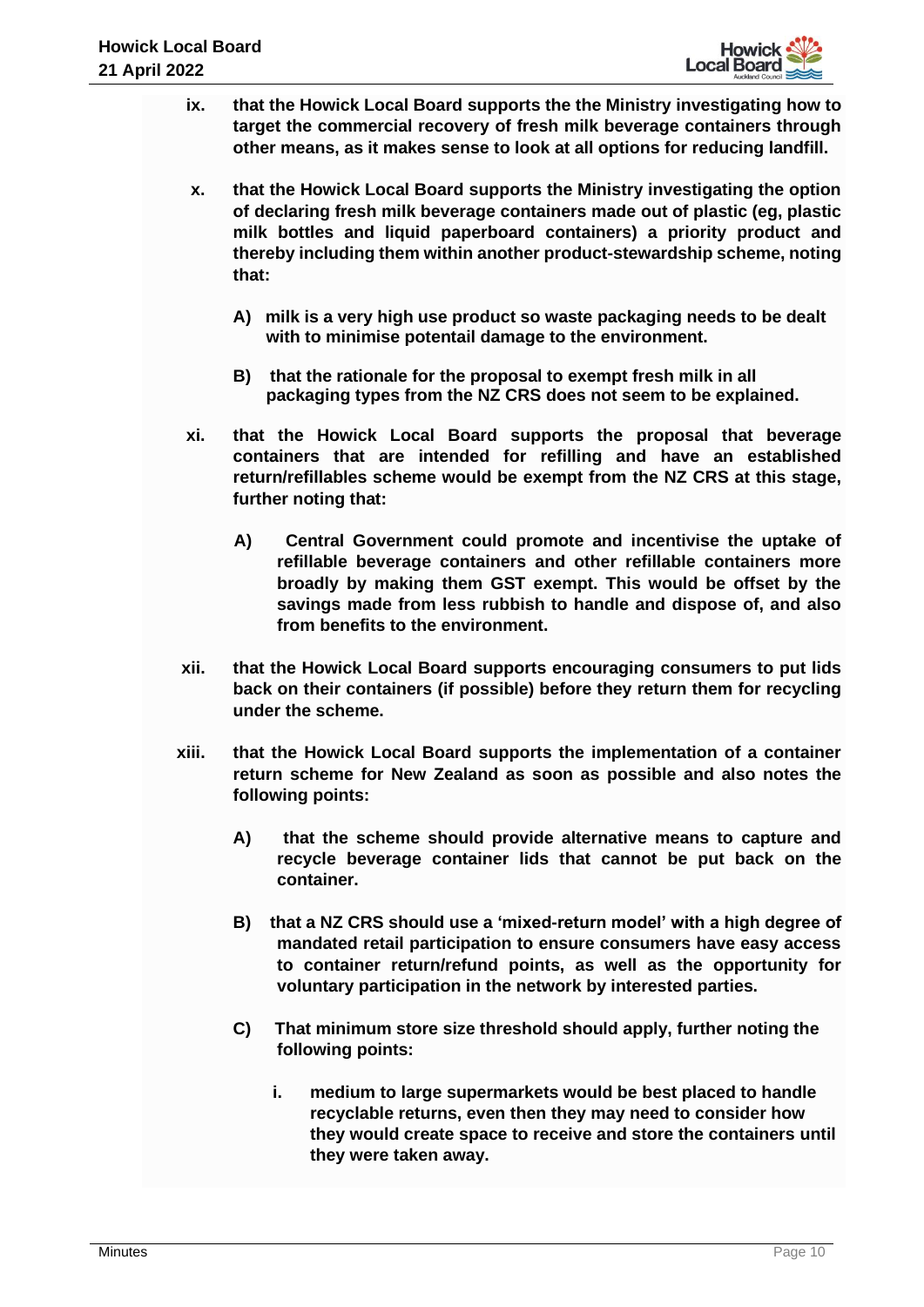ix. **that the Howick Local Board supports the the Ministry investigating how to target the commercial recovery of fresh milk beverage containers through other means, as it makes sense to look at all options for reducing landfill.**

x. **that the Howick Local Board supports the Ministry investigating the option of declaring fresh milk beverage containers made out of plastic (eg, plastic milk bottles and liquid paperboard containers) a priority product and thereby including them within another product-stewardship scheme, noting that:**

   A) **milk is a very high use product so waste packaging needs to be dealt with to minimise potentail damage to the environment.**

   B) **that the rationale for the proposal to exempt fresh milk in all packaging types from the NZ CRS does not seem to be explained.**

xi. **that the Howick Local Board supports the proposal that beverage containers that are intended for refilling and have an established return/refillables scheme would be exempt from the NZ CRS at this stage, further noting that:**

   A) **Central Government could promote and incentivise the uptake of refillable beverage containers and other refillable containers more broadly by making them GST exempt. This would be offset by the savings made from less rubbish to handle and dispose of, and also from benefits to the environment.**

xii. **that the Howick Local Board supports encouraging consumers to put lids back on their containers (if possible) before they return them for recycling under the scheme.**

xiii. **that the Howick Local Board supports the implementation of a container return scheme for New Zealand as soon as possible and also notes the following points:**

   A) **that the scheme should provide alternative means to capture and recycle beverage container lids that cannot be put back on the container.**

   B) **that a NZ CRS should use a 'mixed-return model' with a high degree of mandated retail participation to ensure consumers have easy access to container return/refund points, as well as the opportunity for voluntary participation in the network by interested parties.**

   C) **That minimum store size threshold should apply, further noting the following points:**

      i. **medium to large supermarkets would be best placed to handle recyclable returns, even then they may need to consider how they would create space to receive and store the containers until they were taken away.**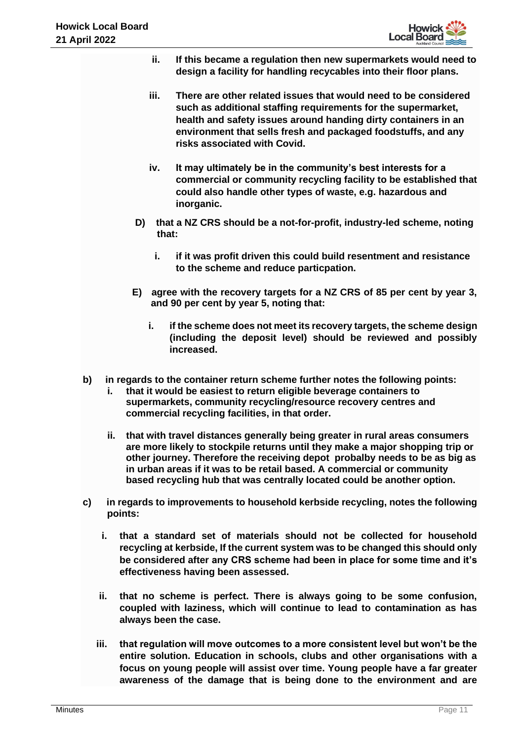**ii. If this became a regulation then new supermarkets would need to design a facility for handling recyclables into their floor plans.**

**iii. There are other related issues that would need to be considered such as additional staffing requirements for the supermarket, health and safety issues around handing dirty containers in an environment that sells fresh and packaged foodstuffs, and any risks associated with Covid.**

**iv. It may ultimately be in the community's best interests for a commercial or community recycling facility to be established that could also handle other types of waste, e.g. hazardous and inorganic.**

**D) that a NZ CRS should be a not-for-profit, industry-led scheme, noting that:**

**i. if it was profit driven this could build resentment and resistance to the scheme and reduce particpation.**

**E) agree with the recovery targets for a NZ CRS of 85 per cent by year 3, and 90 per cent by year 5, noting that:**

**i. if the scheme does not meet its recovery targets, the scheme design (including the deposit level) should be reviewed and possibly increased.**

**b) in regards to the container return scheme further notes the following points:**

**i. that it would be easiest to return eligible beverage containers to supermarkets, community recycling/resource recovery centres and commercial recycling facilities, in that order.**

**ii. that with travel distances generally being greater in rural areas consumers are more likely to stockpile returns until they make a major shopping trip or other journey. Therefore the receiving depot probalby needs to be as big as in urban areas if it was to be retail based. A commercial or community based recycling hub that was centrally located could be another option.**

**c) in regards to improvements to household kerbside recycling, notes the following points:**

**i. that a standard set of materials should not be collected for household recycling at kerbside, If the current system was to be changed this should only be considered after any CRS scheme had been in place for some time and it's effectiveness having been assessed.**

**ii. that no scheme is perfect. There is always going to be some confusion, coupled with laziness, which will continue to lead to contamination as has always been the case.**

**iii. that regulation will move outcomes to a more consistent level but won't be the entire solution. Education in schools, clubs and other organisations with a focus on young people will assist over time. Young people have a far greater awareness of the damage that is being done to the environment and are**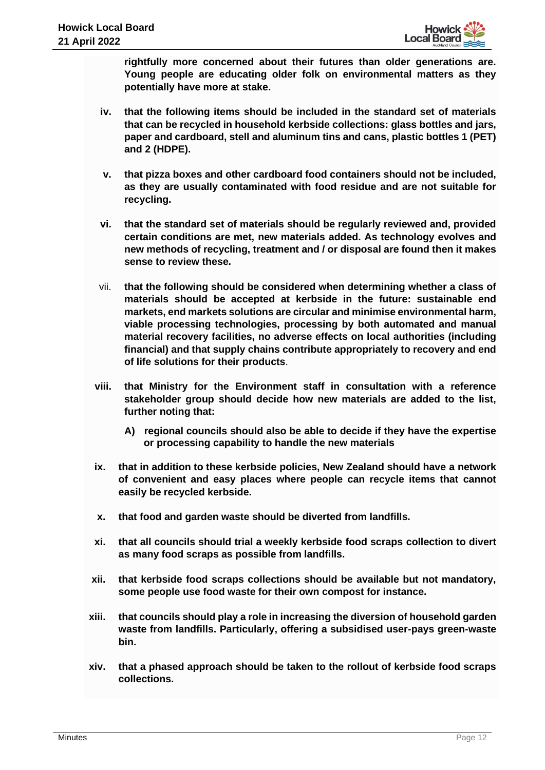**rightfully more concerned about their futures than older generations are. Young people are educating older folk on environmental matters as they potentially have more at stake.**

iv. **that the following items should be included in the standard set of materials that can be recycled in household kerbside collections: glass bottles and jars, paper and cardboard, stell and aluminum tins and cans, plastic bottles 1 (PET) and 2 (HDPE).**

v. **that pizza boxes and other cardboard food containers should not be included, as they are usually contaminated with food residue and are not suitable for recycling.**

vi. **that the standard set of materials should be regularly reviewed and, provided certain conditions are met, new materials added. As technology evolves and new methods of recycling, treatment and / or disposal are found then it makes sense to review these.**

vii. **that the following should be considered when determining whether a class of materials should be accepted at kerbside in the future: sustainable end markets, end markets solutions are circular and minimise environmental harm, viable processing technologies, processing by both automated and manual material recovery facilities, no adverse effects on local authorities (including financial) and that supply chains contribute appropriately to recovery and end of life solutions for their products**.

viii. **that Ministry for the Environment staff in consultation with a reference stakeholder group should decide how new materials are added to the list, further noting that:**

   A) **regional councils should also be able to decide if they have the expertise or processing capability to handle the new materials**

ix. **that in addition to these kerbside policies, New Zealand should have a network of convenient and easy places where people can recycle items that cannot easily be recycled kerbside.**

x. **that food and garden waste should be diverted from landfills.**

xi. **that all councils should trial a weekly kerbside food scraps collection to divert as many food scraps as possible from landfills.**

xii. **that kerbside food scraps collections should be available but not mandatory, some people use food waste for their own compost for instance.**

xiii. **that councils should play a role in increasing the diversion of household garden waste from landfills. Particularly, offering a subsidised user-pays green-waste bin.**

xiv. **that a phased approach should be taken to the rollout of kerbside food scraps collections.**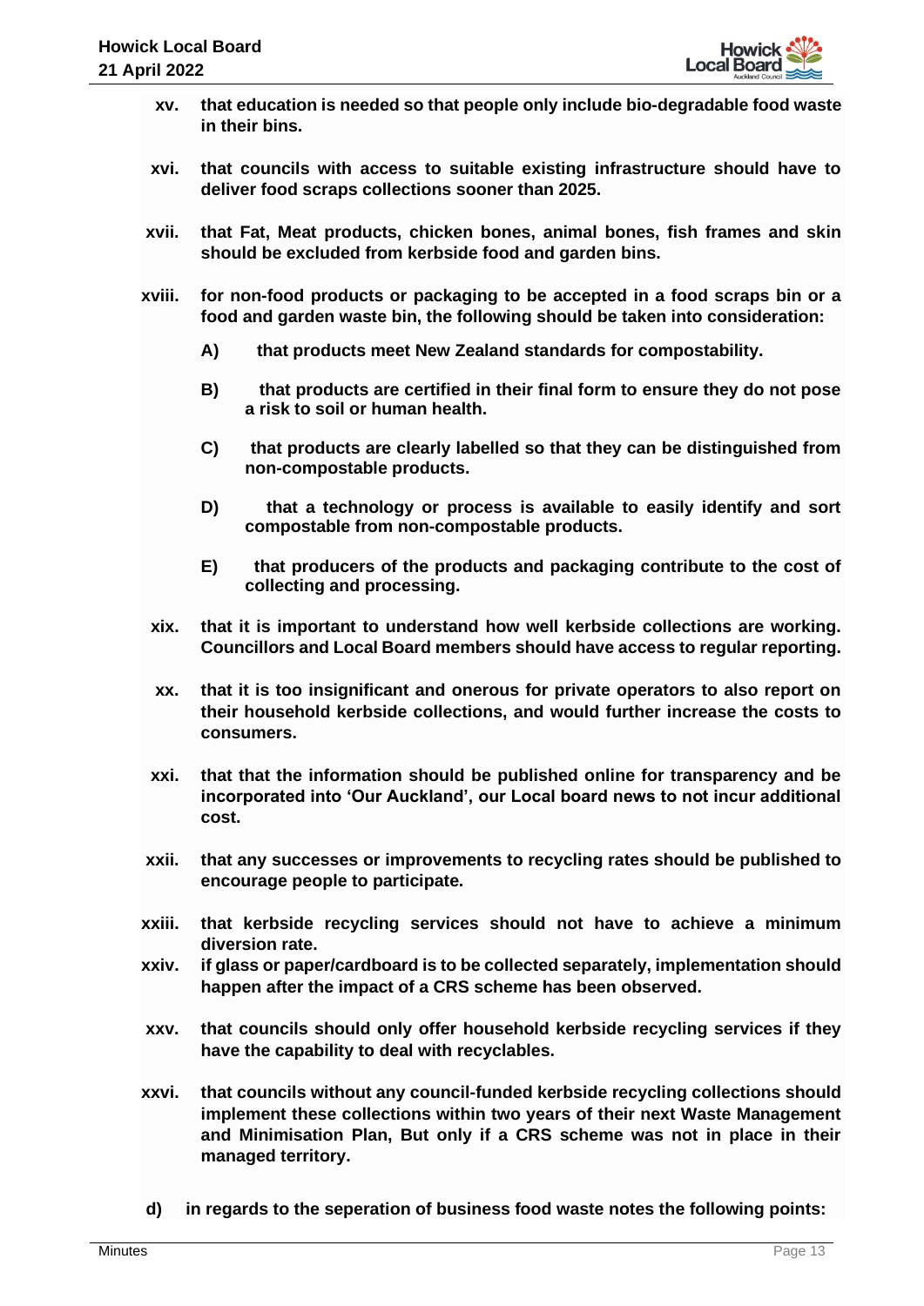**xv. that education is needed so that people only include bio-degradable food waste in their bins.**

**xvi. that councils with access to suitable existing infrastructure should have to deliver food scraps collections sooner than 2025.**

**xvii. that Fat, Meat products, chicken bones, animal bones, fish frames and skin should be excluded from kerbside food and garden bins.**

**xviii. for non-food products or packaging to be accepted in a food scraps bin or a food and garden waste bin, the following should be taken into consideration:**

**A) that products meet New Zealand standards for compostability.**

**B) that products are certified in their final form to ensure they do not pose a risk to soil or human health.**

**C) that products are clearly labelled so that they can be distinguished from non-compostable products.**

**D) that a technology or process is available to easily identify and sort compostable from non-compostable products.**

**E) that producers of the products and packaging contribute to the cost of collecting and processing.**

**xix. that it is important to understand how well kerbside collections are working. Councillors and Local Board members should have access to regular reporting.**

**xx. that it is too insignificant and onerous for private operators to also report on their household kerbside collections, and would further increase the costs to consumers.**

**xxi. that that the information should be published online for transparency and be incorporated into 'Our Auckland', our Local board news to not incur additional cost.**

**xxii. that any successes or improvements to recycling rates should be published to encourage people to participate.**

**xxiii. that kerbside recycling services should not have to achieve a minimum diversion rate.**

**xxiv. if glass or paper/cardboard is to be collected separately, implementation should happen after the impact of a CRS scheme has been observed.**

**xxv. that councils should only offer household kerbside recycling services if they have the capability to deal with recyclables.**

**xxvi. that councils without any council-funded kerbside recycling collections should implement these collections within two years of their next Waste Management and Minimisation Plan, But only if a CRS scheme was not in place in their managed territory.**

**d) in regards to the seperation of business food waste notes the following points:**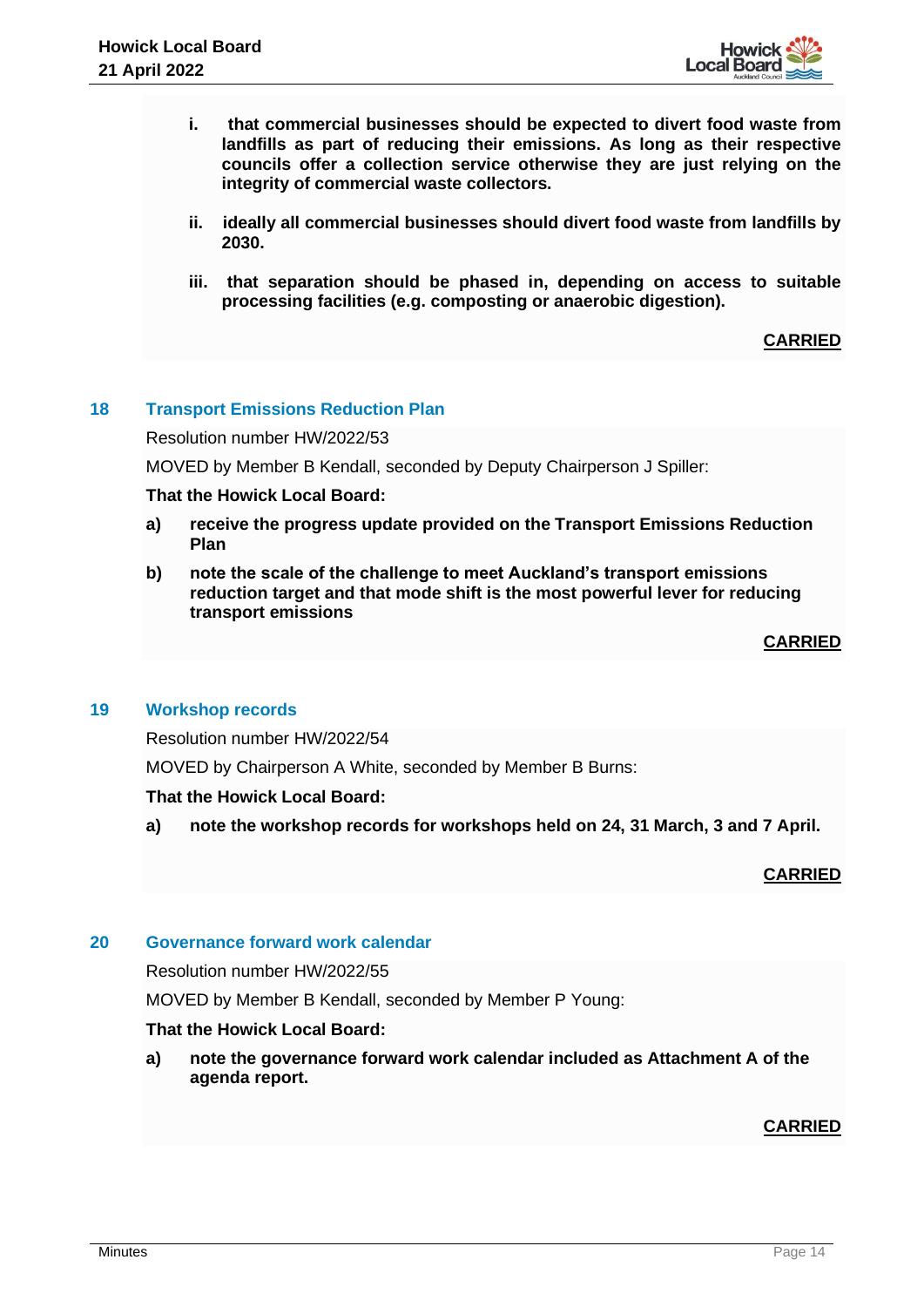**i. that commercial businesses should be expected to divert food waste from landfills as part of reducing their emissions. As long as their respective councils offer a collection service otherwise they are just relying on the integrity of commercial waste collectors.**

**ii. ideally all commercial businesses should divert food waste from landfills by 2030.**

**iii. that separation should be phased in, depending on access to suitable processing facilities (e.g. composting or anaerobic digestion).**

**CARRIED**

## 18 Transport Emissions Reduction Plan

Resolution number HW/2022/53

MOVED by Member B Kendall, seconded by Deputy Chairperson J Spiller:

**That the Howick Local Board:**

**a) receive the progress update provided on the Transport Emissions Reduction Plan**

**b) note the scale of the challenge to meet Auckland's transport emissions reduction target and that mode shift is the most powerful lever for reducing transport emissions**

**CARRIED**

## 19 Workshop records

Resolution number HW/2022/54

MOVED by Chairperson A White, seconded by Member B Burns:

**That the Howick Local Board:**

**a) note the workshop records for workshops held on 24, 31 March, 3 and 7 April.**

**CARRIED**

## 20 Governance forward work calendar

Resolution number HW/2022/55

MOVED by Member B Kendall, seconded by Member P Young:

**That the Howick Local Board:**

**a) note the governance forward work calendar included as Attachment A of the agenda report.**

**CARRIED**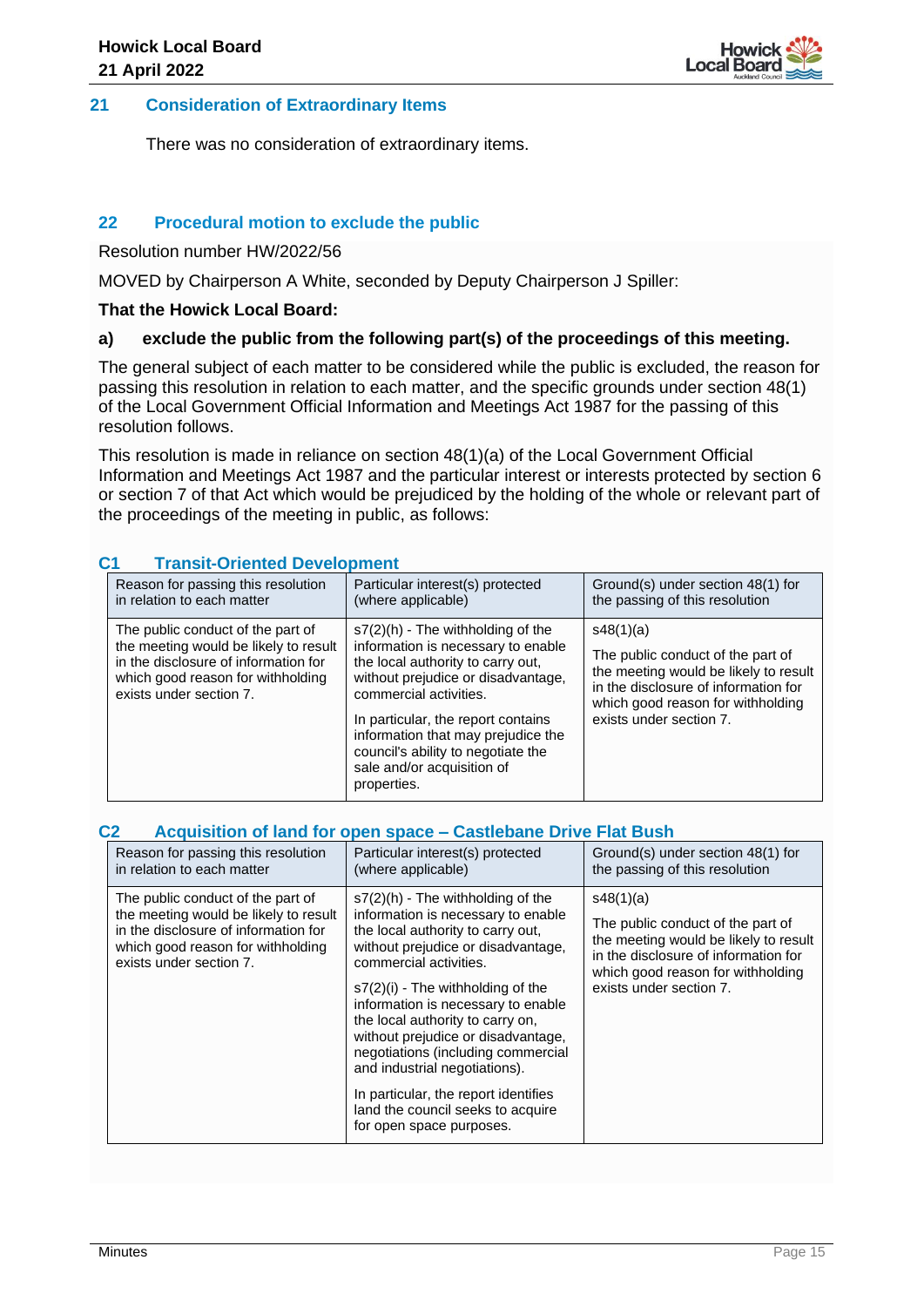## 21 Consideration of Extraordinary Items

There was no consideration of extraordinary items.

## 22 Procedural motion to exclude the public

Resolution number HW/2022/56

MOVED by Chairperson A White, seconded by Deputy Chairperson J Spiller:

**That the Howick Local Board:**

**a) exclude the public from the following part(s) of the proceedings of this meeting.**

The general subject of each matter to be considered while the public is excluded, the reason for passing this resolution in relation to each matter, and the specific grounds under section 48(1) of the Local Government Official Information and Meetings Act 1987 for the passing of this resolution follows.

This resolution is made in reliance on section 48(1)(a) of the Local Government Official Information and Meetings Act 1987 and the particular interest or interests protected by section 6 or section 7 of that Act which would be prejudiced by the holding of the whole or relevant part of the proceedings of the meeting in public, as follows:

### C1 Transit-Oriented Development

| Reason for passing this resolution in relation to each matter | Particular interest(s) protected (where applicable) | Ground(s) under section 48(1) for the passing of this resolution |
|---|---|---|
| The public conduct of the part of the meeting would be likely to result in the disclosure of information for which good reason for withholding exists under section 7. | s7(2)(h) - The withholding of the information is necessary to enable the local authority to carry out, without prejudice or disadvantage, commercial activities.<br><br>In particular, the report contains information that may prejudice the council's ability to negotiate the sale and/or acquisition of properties. | s48(1)(a)<br><br>The public conduct of the part of the meeting would be likely to result in the disclosure of information for which good reason for withholding exists under section 7. |

### C2 Acquisition of land for open space – Castlebane Drive Flat Bush

| Reason for passing this resolution in relation to each matter | Particular interest(s) protected (where applicable) | Ground(s) under section 48(1) for the passing of this resolution |
|---|---|---|
| The public conduct of the part of the meeting would be likely to result in the disclosure of information for which good reason for withholding exists under section 7. | s7(2)(h) - The withholding of the information is necessary to enable the local authority to carry out, without prejudice or disadvantage, commercial activities.<br><br>s7(2)(i) - The withholding of the information is necessary to enable the local authority to carry on, without prejudice or disadvantage, negotiations (including commercial and industrial negotiations).<br><br>In particular, the report identifies land the council seeks to acquire for open space purposes. | s48(1)(a)<br><br>The public conduct of the part of the meeting would be likely to result in the disclosure of information for which good reason for withholding exists under section 7. |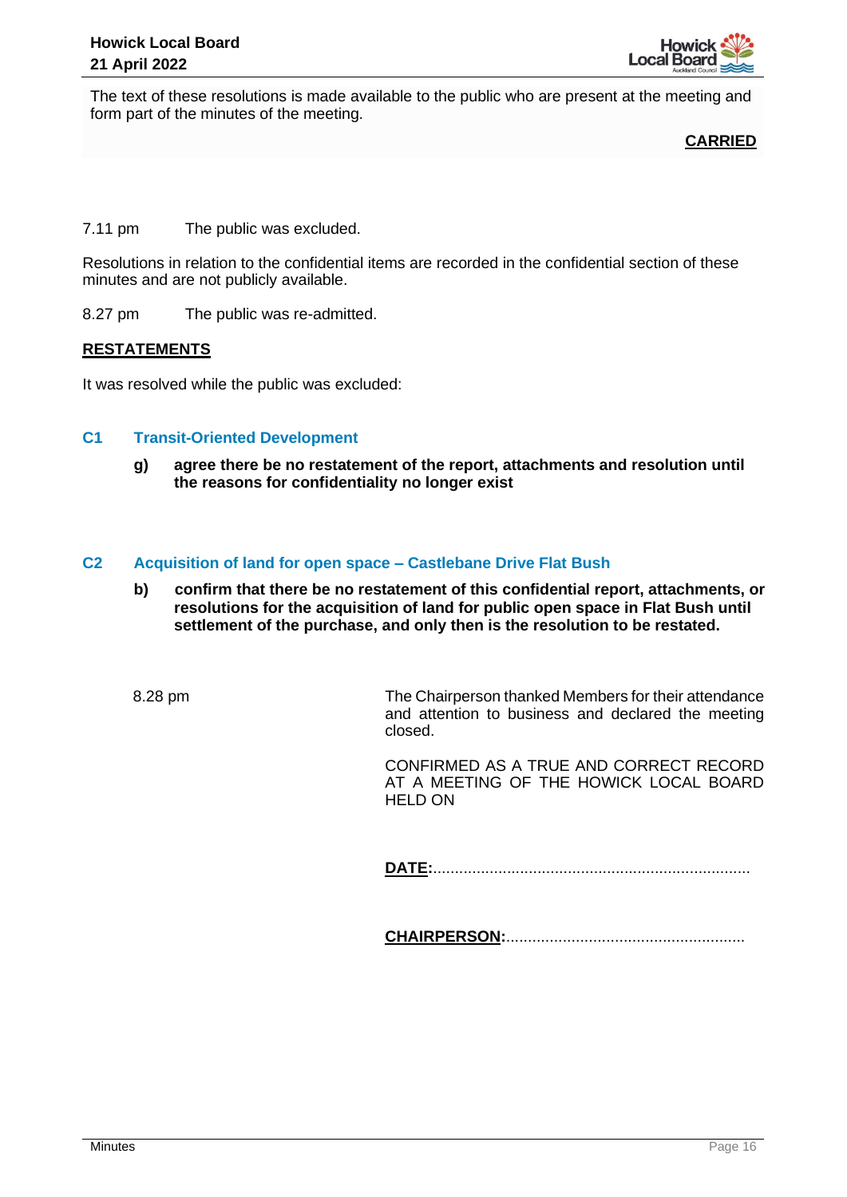The text of these resolutions is made available to the public who are present at the meeting and form part of the minutes of the meeting.

**CARRIED**

7.11 pm The public was excluded.

Resolutions in relation to the confidential items are recorded in the confidential section of these minutes and are not publicly available.

8.27 pm The public was re-admitted.

**RESTATEMENTS**

It was resolved while the public was excluded:

### C1 Transit-Oriented Development

**g) agree there be no restatement of the report, attachments and resolution until the reasons for confidentiality no longer exist**

### C2 Acquisition of land for open space – Castlebane Drive Flat Bush

**b) confirm that there be no restatement of this confidential report, attachments, or resolutions for the acquisition of land for public open space in Flat Bush until settlement of the purchase, and only then is the resolution to be restated.**

8.28 pm The Chairperson thanked Members for their attendance and attention to business and declared the meeting closed.

CONFIRMED AS A TRUE AND CORRECT RECORD AT A MEETING OF THE HOWICK LOCAL BOARD HELD ON

**DATE:**.........................................................................

**CHAIRPERSON:**.......................................................